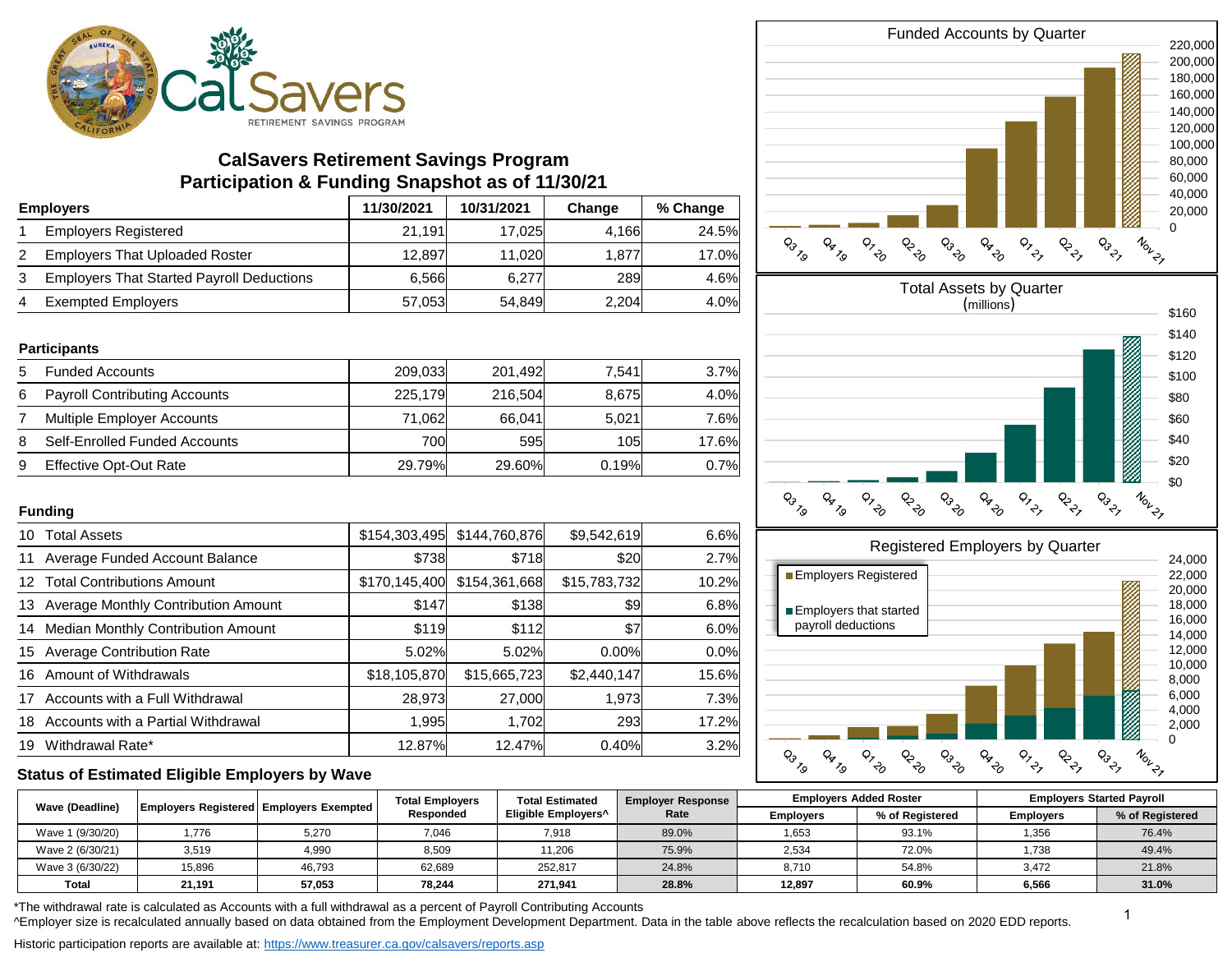# CalSavers Retirement Savings Program
## Participation & Funding Snapshot as of 11/30/21

| Employers | 11/30/2021 | 10/31/2021 | Change | % Change |
|---|---|---|---|---|
| 1 Employers Registered | 21,191 | 17,025 | 4,166 | 24.5% |
| 2 Employers That Uploaded Roster | 12,897 | 11,020 | 1,877 | 17.0% |
| 3 Employers That Started Payroll Deductions | 6,566 | 6,277 | 289 | 4.6% |
| 4 Exempted Employers | 57,053 | 54,849 | 2,204 | 4.0% |

| Participants | | | | |
|---|---|---|---|---|
| 5 Funded Accounts | 209,033 | 201,492 | 7,541 | 3.7% |
| 6 Payroll Contributing Accounts | 225,179 | 216,504 | 8,675 | 4.0% |
| 7 Multiple Employer Accounts | 71,062 | 66,041 | 5,021 | 7.6% |
| 8 Self-Enrolled Funded Accounts | 700 | 595 | 105 | 17.6% |
| 9 Effective Opt-Out Rate | 29.79% | 29.60% | 0.19% | 0.7% |

| Funding | | | | |
|---|---|---|---|---|
| 10 Total Assets | $154,303,495 | $144,760,876 | $9,542,619 | 6.6% |
| 11 Average Funded Account Balance | $738 | $718 | $20 | 2.7% |
| 12 Total Contributions Amount | $170,145,400 | $154,361,668 | $15,783,732 | 10.2% |
| 13 Average Monthly Contribution Amount | $147 | $138 | $9 | 6.8% |
| 14 Median Monthly Contribution Amount | $119 | $112 | $7 | 6.0% |
| 15 Average Contribution Rate | 5.02% | 5.02% | 0.00% | 0.0% |
| 16 Amount of Withdrawals | $18,105,870 | $15,665,723 | $2,440,147 | 15.6% |
| 17 Accounts with a Full Withdrawal | 28,973 | 27,000 | 1,973 | 7.3% |
| 18 Accounts with a Partial Withdrawal | 1,995 | 1,702 | 293 | 17.2% |
| 19 Withdrawal Rate* | 12.87% | 12.47% | 0.40% | 3.2% |

Funded Accounts by Quarter

Total Assets by Quarter (millions)

Registered Employers by Quarter

### Status of Estimated Eligible Employers by Wave

| Wave (Deadline) | Employers Registered | Employers Exempted | Total Employers Responded | Total Estimated Eligible Employers^ | Employer Response Rate | Employers Added Roster | | Employers Started Payroll | |
|---|---|---|---|---|---|---|---|---|---|
| | | | | | | Employers | % of Registered | Employers | % of Registered |
| Wave 1 (9/30/20) | 1,776 | 5,270 | 7,046 | 7,918 | 89.0% | 1,653 | 93.1% | 1,356 | 76.4% |
| Wave 2 (6/30/21) | 3,519 | 4,990 | 8,509 | 11,206 | 75.9% | 2,534 | 72.0% | 1,738 | 49.4% |
| Wave 3 (6/30/22) | 15,896 | 46,793 | 62,689 | 252,817 | 24.8% | 8,710 | 54.8% | 3,472 | 21.8% |
| **Total** | **21,191** | **57,053** | **78,244** | **271,941** | **28.8%** | **12,897** | **60.9%** | **6,566** | **31.0%** |

*The withdrawal rate is calculated as Accounts with a full withdrawal as a percent of Payroll Contributing Accounts

^Employer size is recalculated annually based on data obtained from the Employment Development Department. Data in the table above reflects the recalculation based on 2020 EDD reports.

Historic participation reports are available at: https://www.treasurer.ca.gov/calsavers/reports.asp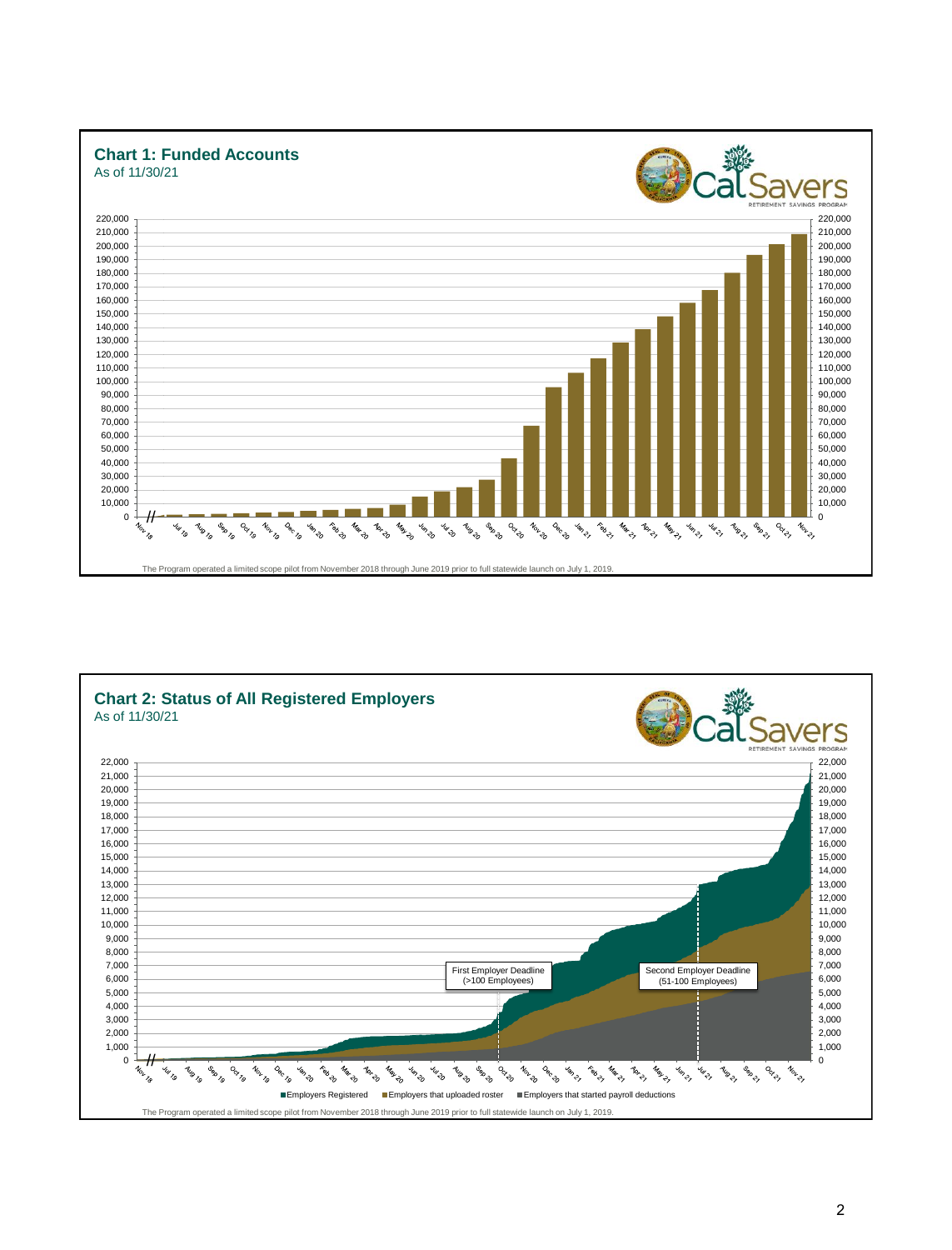## Chart 1: Funded Accounts

As of 11/30/21

The Program operated a limited scope pilot from November 2018 through June 2019 prior to full statewide launch on July 1, 2019.

## Chart 2: Status of All Registered Employers

As of 11/30/21

First Employer Deadline (>100 Employees)

Second Employer Deadline (51-100 Employees)

Employers Registered | Employers that uploaded roster | Employers that started payroll deductions

The Program operated a limited scope pilot from November 2018 through June 2019 prior to full statewide launch on July 1, 2019.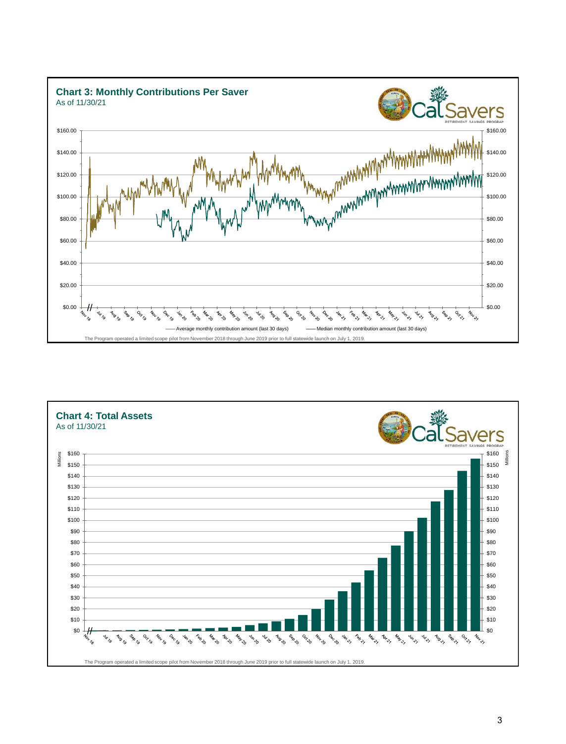## Chart 3: Monthly Contributions Per Saver

As of 11/30/21

Legend: Average monthly contribution amount (last 30 days); Median monthly contribution amount (last 30 days)

The Program operated a limited scope pilot from November 2018 through June 2019 prior to full statewide launch on July 1, 2019.

## Chart 4: Total Assets

As of 11/30/21

The Program operated a limited scope pilot from November 2018 through June 2019 prior to full statewide launch on July 1, 2019.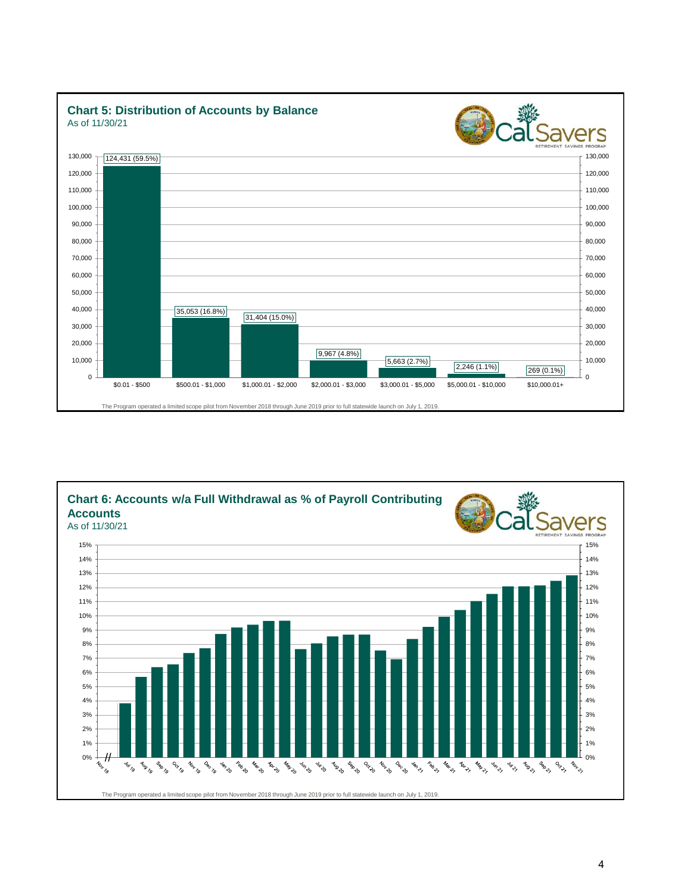## Chart 5: Distribution of Accounts by Balance

As of 11/30/21

CalSavers RETIREMENT SAVINGS PROGRAM

130,000
120,000
110,000
100,000
90,000
80,000
70,000
60,000
50,000
40,000
30,000
20,000
10,000
0

124,431 (59.5%)
35,053 (16.8%)
31,404 (15.0%)
9,967 (4.8%)
5,663 (2.7%)
2,246 (1.1%)
269 (0.1%)

$0.01 - $500
$500.01 - $1,000
$1,000.01 - $2,000
$2,000.01 - $3,000
$3,000.01 - $5,000
$5,000.01 - $10,000
$10,000.01+

The Program operated a limited scope pilot from November 2018 through June 2019 prior to full statewide launch on July 1, 2019.

## Chart 6: Accounts w/a Full Withdrawal as % of Payroll Contributing Accounts

As of 11/30/21

CalSavers RETIREMENT SAVINGS PROGRAM

15%
14%
13%
12%
11%
10%
9%
8%
7%
6%
5%
4%
3%
2%
1%
0%

Nov 18 // Jul 19, Aug 19, Sep 19, Oct 19, Nov 19, Dec 19, Jan 20, Feb 20, Mar 20, Apr 20, May 20, Jun 20, Jul 20, Aug 20, Sep 20, Oct 20, Nov 20, Dec 20, Jan 21, Feb 21, Mar 21, Apr 21, May 21, Jun 21, Jul 21, Aug 21, Sep 21, Oct 21, Nov 21

The Program operated a limited scope pilot from November 2018 through June 2019 prior to full statewide launch on July 1, 2019.